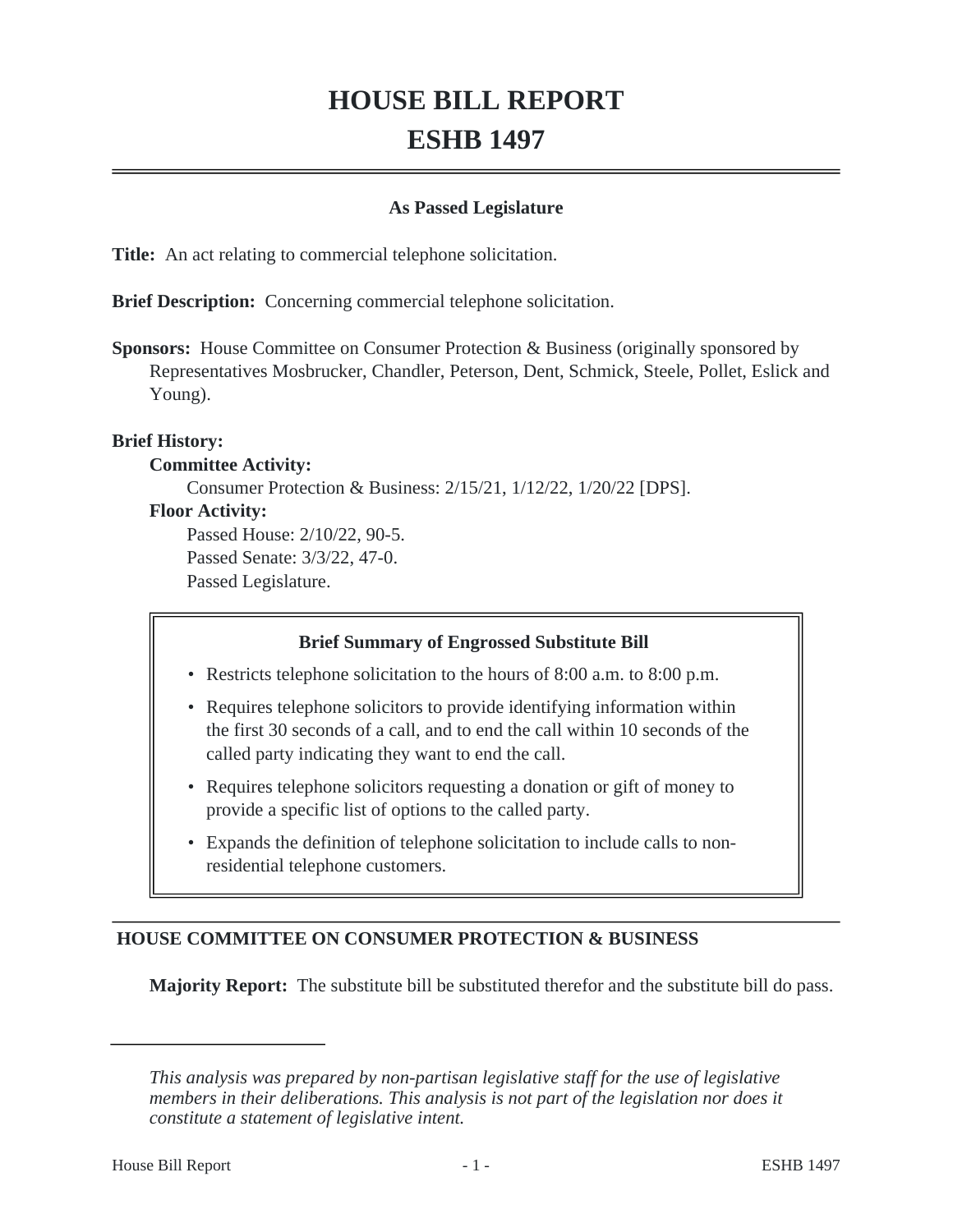# HOUSE BILL REPORT
# ESHB 1497

**As Passed Legislature**

**Title:** An act relating to commercial telephone solicitation.

**Brief Description:** Concerning commercial telephone solicitation.

**Sponsors:** House Committee on Consumer Protection & Business (originally sponsored by Representatives Mosbrucker, Chandler, Peterson, Dent, Schmick, Steele, Pollet, Eslick and Young).

**Brief History:**

**Committee Activity:**

Consumer Protection & Business: 2/15/21, 1/12/22, 1/20/22 [DPS].

**Floor Activity:**

Passed House: 2/10/22, 90-5.

Passed Senate: 3/3/22, 47-0.

Passed Legislature.

**Brief Summary of Engrossed Substitute Bill**

- Restricts telephone solicitation to the hours of 8:00 a.m. to 8:00 p.m.
- Requires telephone solicitors to provide identifying information within the first 30 seconds of a call, and to end the call within 10 seconds of the called party indicating they want to end the call.
- Requires telephone solicitors requesting a donation or gift of money to provide a specific list of options to the called party.
- Expands the definition of telephone solicitation to include calls to non-residential telephone customers.

## HOUSE COMMITTEE ON CONSUMER PROTECTION & BUSINESS

**Majority Report:** The substitute bill be substituted therefor and the substitute bill do pass.

*This analysis was prepared by non-partisan legislative staff for the use of legislative members in their deliberations. This analysis is not part of the legislation nor does it constitute a statement of legislative intent.*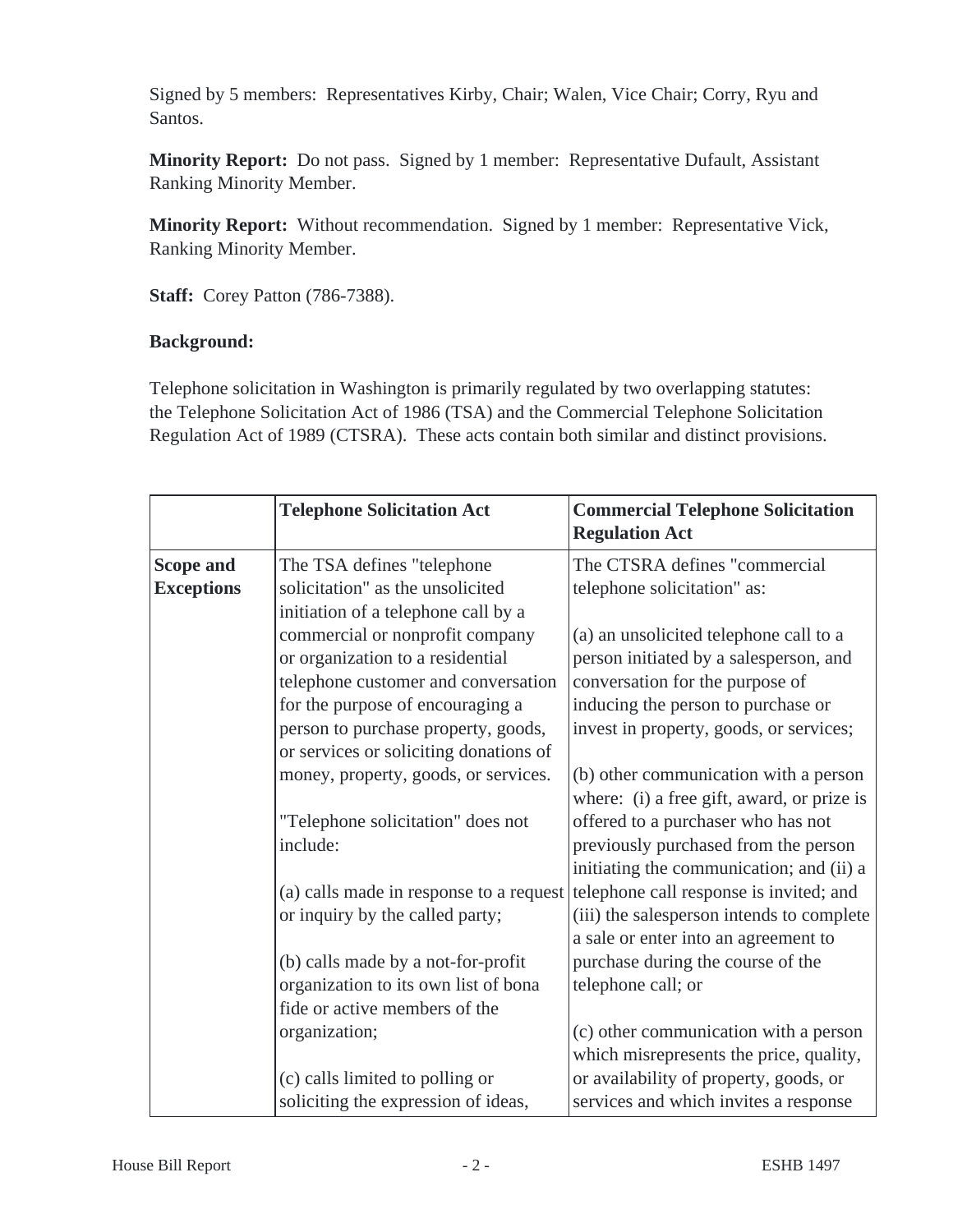Signed by 5 members: Representatives Kirby, Chair; Walen, Vice Chair; Corry, Ryu and Santos.

**Minority Report:** Do not pass. Signed by 1 member: Representative Dufault, Assistant Ranking Minority Member.

**Minority Report:** Without recommendation. Signed by 1 member: Representative Vick, Ranking Minority Member.

**Staff:** Corey Patton (786-7388).

**Background:**

Telephone solicitation in Washington is primarily regulated by two overlapping statutes: the Telephone Solicitation Act of 1986 (TSA) and the Commercial Telephone Solicitation Regulation Act of 1989 (CTSRA). These acts contain both similar and distinct provisions.

| | **Telephone Solicitation Act** | **Commercial Telephone Solicitation Regulation Act** |
|---|---|---|
| **Scope and Exceptions** | The TSA defines "telephone solicitation" as the unsolicited initiation of a telephone call by a commercial or nonprofit company or organization to a residential telephone customer and conversation for the purpose of encouraging a person to purchase property, goods, or services or soliciting donations of money, property, goods, or services.<br><br>"Telephone solicitation" does not include:<br><br>(a) calls made in response to a request or inquiry by the called party;<br><br>(b) calls made by a not-for-profit organization to its own list of bona fide or active members of the organization;<br><br>(c) calls limited to polling or soliciting the expression of ideas, | The CTSRA defines "commercial telephone solicitation" as:<br><br>(a) an unsolicited telephone call to a person initiated by a salesperson, and conversation for the purpose of inducing the person to purchase or invest in property, goods, or services;<br><br>(b) other communication with a person where: (i) a free gift, award, or prize is offered to a purchaser who has not previously purchased from the person initiating the communication; and (ii) a telephone call response is invited; and (iii) the salesperson intends to complete a sale or enter into an agreement to purchase during the course of the telephone call; or<br><br>(c) other communication with a person which misrepresents the price, quality, or availability of property, goods, or services and which invites a response |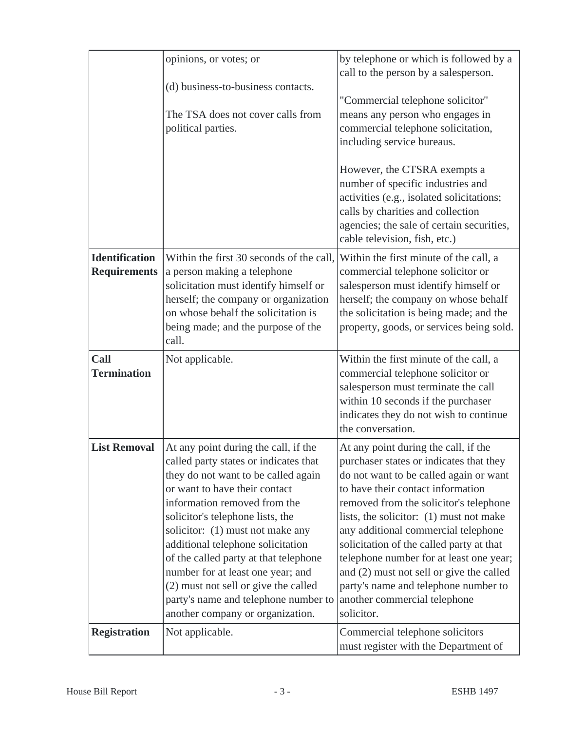| | | |
|---|---|---|
| | opinions, or votes; or<br><br>(d) business-to-business contacts.<br><br>The TSA does not cover calls from political parties. | by telephone or which is followed by a call to the person by a salesperson.<br><br>"Commercial telephone solicitor" means any person who engages in commercial telephone solicitation, including service bureaus.<br><br>However, the CTSRA exempts a number of specific industries and activities (e.g., isolated solicitations; calls by charities and collection agencies; the sale of certain securities, cable television, fish, etc.) |
| **Identification Requirements** | Within the first 30 seconds of the call, a person making a telephone solicitation must identify himself or herself; the company or organization on whose behalf the solicitation is being made; and the purpose of the call. | Within the first minute of the call, a commercial telephone solicitor or salesperson must identify himself or herself; the company on whose behalf the solicitation is being made; and the property, goods, or services being sold. |
| **Call Termination** | Not applicable. | Within the first minute of the call, a commercial telephone solicitor or salesperson must terminate the call within 10 seconds if the purchaser indicates they do not wish to continue the conversation. |
| **List Removal** | At any point during the call, if the called party states or indicates that they do not want to be called again or want to have their contact information removed from the solicitor's telephone lists, the solicitor: (1) must not make any additional telephone solicitation of the called party at that telephone number for at least one year; and (2) must not sell or give the called party's name and telephone number to another company or organization. | At any point during the call, if the purchaser states or indicates that they do not want to be called again or want to have their contact information removed from the solicitor's telephone lists, the solicitor: (1) must not make any additional commercial telephone solicitation of the called party at that telephone number for at least one year; and (2) must not sell or give the called party's name and telephone number to another commercial telephone solicitor. |
| **Registration** | Not applicable. | Commercial telephone solicitors must register with the Department of |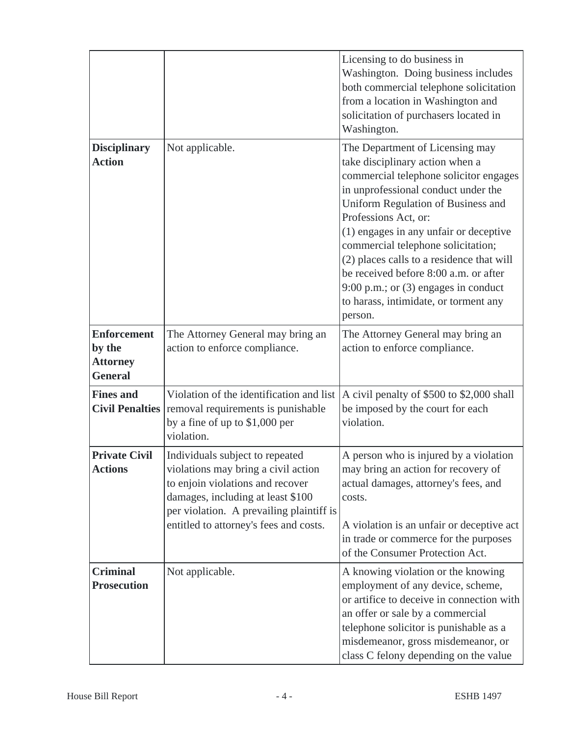| | | |
|---|---|---|
| | | Licensing to do business in Washington. Doing business includes both commercial telephone solicitation from a location in Washington and solicitation of purchasers located in Washington. |
| **Disciplinary Action** | Not applicable. | The Department of Licensing may take disciplinary action when a commercial telephone solicitor engages in unprofessional conduct under the Uniform Regulation of Business and Professions Act, or: (1) engages in any unfair or deceptive commercial telephone solicitation; (2) places calls to a residence that will be received before 8:00 a.m. or after 9:00 p.m.; or (3) engages in conduct to harass, intimidate, or torment any person. |
| **Enforcement by the Attorney General** | The Attorney General may bring an action to enforce compliance. | The Attorney General may bring an action to enforce compliance. |
| **Fines and Civil Penalties** | Violation of the identification and list removal requirements is punishable by a fine of up to $1,000 per violation. | A civil penalty of $500 to $2,000 shall be imposed by the court for each violation. |
| **Private Civil Actions** | Individuals subject to repeated violations may bring a civil action to enjoin violations and recover damages, including at least $100 per violation. A prevailing plaintiff is entitled to attorney's fees and costs. | A person who is injured by a violation may bring an action for recovery of actual damages, attorney's fees, and costs.<br><br>A violation is an unfair or deceptive act in trade or commerce for the purposes of the Consumer Protection Act. |
| **Criminal Prosecution** | Not applicable. | A knowing violation or the knowing employment of any device, scheme, or artifice to deceive in connection with an offer or sale by a commercial telephone solicitor is punishable as a misdemeanor, gross misdemeanor, or class C felony depending on the value |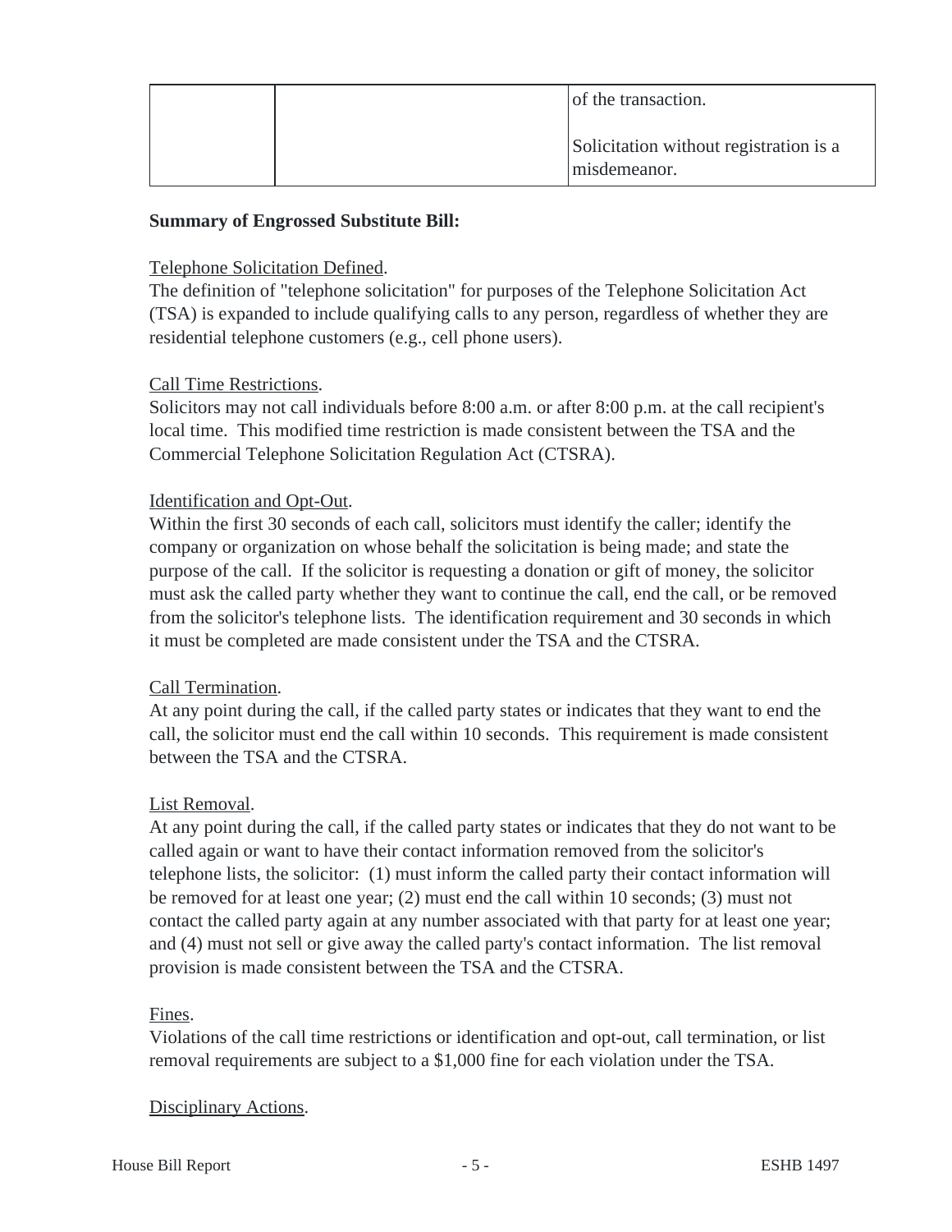| | | of the transaction.<br><br>Solicitation without registration is a misdemeanor. |
|---|---|---|

**Summary of Engrossed Substitute Bill:**

Telephone Solicitation Defined.
The definition of "telephone solicitation" for purposes of the Telephone Solicitation Act (TSA) is expanded to include qualifying calls to any person, regardless of whether they are residential telephone customers (e.g., cell phone users).

Call Time Restrictions.
Solicitors may not call individuals before 8:00 a.m. or after 8:00 p.m. at the call recipient's local time. This modified time restriction is made consistent between the TSA and the Commercial Telephone Solicitation Regulation Act (CTSRA).

Identification and Opt-Out.
Within the first 30 seconds of each call, solicitors must identify the caller; identify the company or organization on whose behalf the solicitation is being made; and state the purpose of the call. If the solicitor is requesting a donation or gift of money, the solicitor must ask the called party whether they want to continue the call, end the call, or be removed from the solicitor's telephone lists. The identification requirement and 30 seconds in which it must be completed are made consistent under the TSA and the CTSRA.

Call Termination.
At any point during the call, if the called party states or indicates that they want to end the call, the solicitor must end the call within 10 seconds. This requirement is made consistent between the TSA and the CTSRA.

List Removal.
At any point during the call, if the called party states or indicates that they do not want to be called again or want to have their contact information removed from the solicitor's telephone lists, the solicitor: (1) must inform the called party their contact information will be removed for at least one year; (2) must end the call within 10 seconds; (3) must not contact the called party again at any number associated with that party for at least one year; and (4) must not sell or give away the called party's contact information. The list removal provision is made consistent between the TSA and the CTSRA.

Fines.
Violations of the call time restrictions or identification and opt-out, call termination, or list removal requirements are subject to a $1,000 fine for each violation under the TSA.

Disciplinary Actions.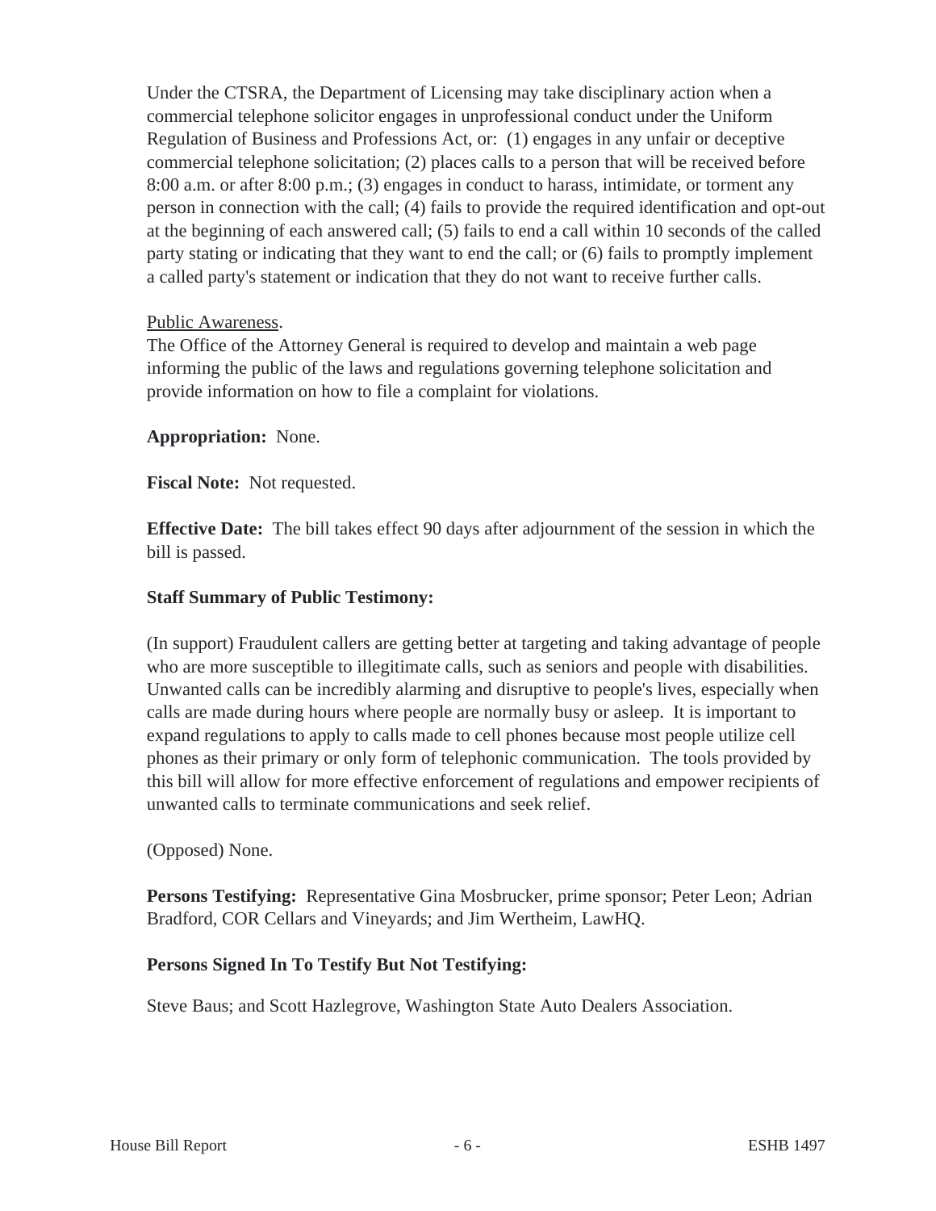Under the CTSRA, the Department of Licensing may take disciplinary action when a commercial telephone solicitor engages in unprofessional conduct under the Uniform Regulation of Business and Professions Act, or: (1) engages in any unfair or deceptive commercial telephone solicitation; (2) places calls to a person that will be received before 8:00 a.m. or after 8:00 p.m.; (3) engages in conduct to harass, intimidate, or torment any person in connection with the call; (4) fails to provide the required identification and opt-out at the beginning of each answered call; (5) fails to end a call within 10 seconds of the called party stating or indicating that they want to end the call; or (6) fails to promptly implement a called party's statement or indication that they do not want to receive further calls.

Public Awareness.

The Office of the Attorney General is required to develop and maintain a web page informing the public of the laws and regulations governing telephone solicitation and provide information on how to file a complaint for violations.

**Appropriation:** None.

**Fiscal Note:** Not requested.

**Effective Date:** The bill takes effect 90 days after adjournment of the session in which the bill is passed.

**Staff Summary of Public Testimony:**

(In support) Fraudulent callers are getting better at targeting and taking advantage of people who are more susceptible to illegitimate calls, such as seniors and people with disabilities. Unwanted calls can be incredibly alarming and disruptive to people's lives, especially when calls are made during hours where people are normally busy or asleep. It is important to expand regulations to apply to calls made to cell phones because most people utilize cell phones as their primary or only form of telephonic communication. The tools provided by this bill will allow for more effective enforcement of regulations and empower recipients of unwanted calls to terminate communications and seek relief.

(Opposed) None.

**Persons Testifying:** Representative Gina Mosbrucker, prime sponsor; Peter Leon; Adrian Bradford, COR Cellars and Vineyards; and Jim Wertheim, LawHQ.

**Persons Signed In To Testify But Not Testifying:**

Steve Baus; and Scott Hazlegrove, Washington State Auto Dealers Association.